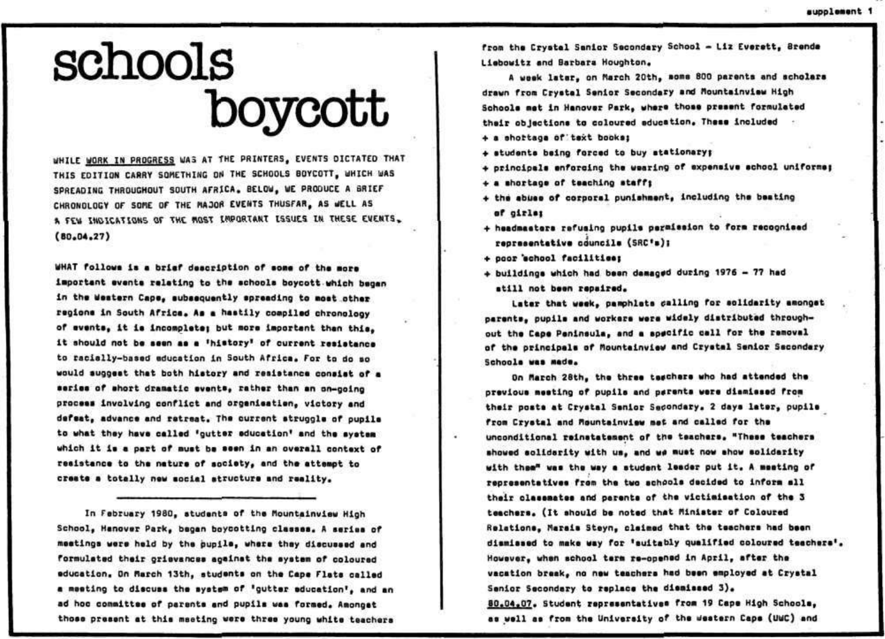# schools boycott

WHILE WORK IN PROGRESS WAS AT THE PRINTERS, EVENTS DICTATED THAT THIS EDITION CARRY SOMETHING ON THE SCHOOLS BOYCOTT, WHICH WAS SPREADING THROUGHOUT SOUTH AFRICA. BELOW, WE PRODUCE A BRIEF CHRONOLOGY OF SOME OF THE MAJOR EVENTS THUSFAR, AS WELL AS A FEW INDICATIONS OF THE MOST IMPORTANT ISSUES IN THESE EVENTS. (80.04.27)

WHAT follows is a brief description of some of the more important events relating to the schools boycott which began in the Western Cape, subsequently spreading to most other regions in South Africa. As a hastily compiled chronology of events, it is incomplete; but more important than this, it should not be seen as a 'history' of current resistance to racially-based education in South Africa. For to do so would suggest that both history and resistance consist of a series of short dramatic events, rather than an on-going process involving conflict and organisation, victory and defeat, advance and retreat. The current struggle of pupils to what they have called 'gutter education' and the system which it is a part of must be seen in an overall context of resistance to the nature of society, and the attempt to create a totally new social structure and reality.

---

In February 1980, students of the Mountainview High School, Hanover Park, began boycotting classes. A series of meetings were held by the pupils, where they discussed and formulated their grievances against the system of coloured education. On March 13th, students on the Cape Flats called a meeting to discuss the system of 'gutter education', and an ad hoc committee of parents and pupils was formed. Amongst those present at this meeting were three young white teachers from the Crystal Senior Secondary School – Liz Everett, Brenda Liebowitz and Barbara Houghton.

A week later, on March 20th, some 800 parents and scholars drawn from Crystal Senior Secondary and Mountainview High Schools met in Hanover Park, where those present formulated their objections to coloured education. These included

+ a shortage of text books;
+ students being forced to buy stationary;
+ principals enforcing the wearing of expensive school uniforms;
+ a shortage of teaching staff;
+ the abuse of corporal punishment, including the beating of girls;
+ headmasters refusing pupils permission to form recognised representative councils (SRC's);
+ poor school facilities;
+ buildings which had been damaged during 1976 – 77 had still not been repaired.

Later that week, pamphlets calling for solidarity amongst parents, pupils and workers were widely distributed throughout the Cape Peninsula, and a specific call for the removal of the principals of Mountainview and Crystal Senior Secondary Schools was made.

On March 28th, the three teachers who had attended the previous meeting of pupils and parents were dismissed from their posts at Crystal Senior Secondary. 2 days later, pupils from Crystal and Mountainview met and called for the unconditional reinstatement of the teachers. "These teachers showed solidarity with us, and we must now show solidarity with them" was the way a student leader put it. A meeting of representatives from the two schools decided to inform all their classmates and parents of the victimisation of the 3 teachers. (It should be noted that Minister of Coloured Relations, Marais Steyn, claimed that the teachers had been dismissed to make way for 'suitably qualified coloured teachers'. However, when school term re-opened in April, after the vacation break, no new teachers had been employed at Crystal Senior Secondary to replace the dismissed 3).

80.04.07. Student representatives from 19 Cape High Schools, as well as from the University of the Western Cape (UWC) and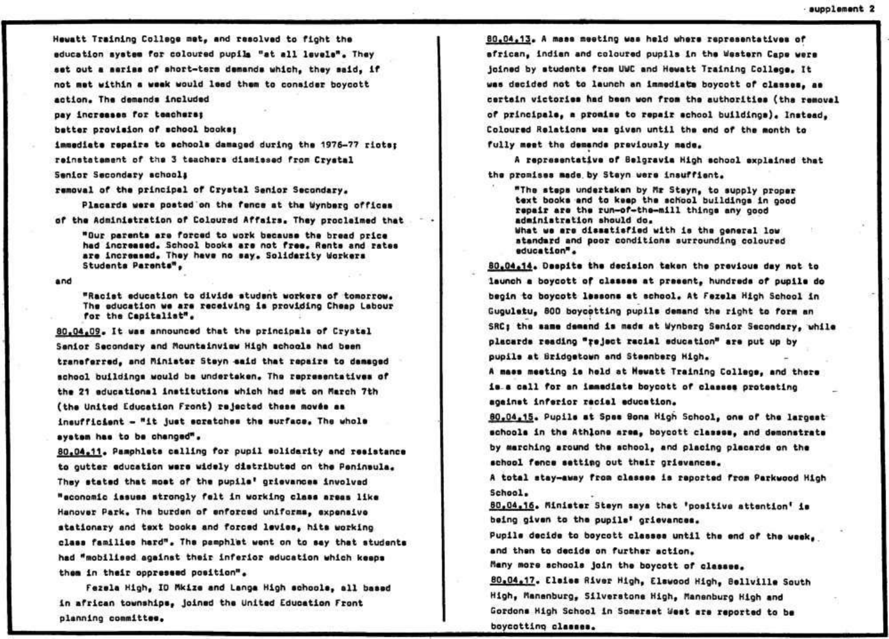Hewatt Training College met, and resolved to fight the education system for coloured pupils "at all levels". They set out a series of short-term demands which, they said, if not met within a week would lead them to consider boycott action. The demands included

pay increases for teachers;
better provision of school books;
immediate repairs to schools damaged during the 1976-77 riots;
reinstatement of the 3 teachers dismissed from Crystal Senior Secondary school;
removal of the principal of Crystal Senior Secondary.

Placards were posted on the fence at the Wynberg offices of the Administration of Coloured Affairs. They proclaimed that

> "Our parents are forced to work because the bread price had increased. School books are not free. Rents and rates are increased. They have no say. Solidarity Workers Students Parents",

and

> "Racist education to divide student workers of tomorrow. The education we are receiving is providing Cheap Labour for the Capitalist".

80.04.09. It was announced that the principals of Crystal Senior Secondary and Mountainview High schools had been transferred, and Minister Steyn said that repairs to damaged school buildings would be undertaken. The representatives of the 21 educational institutions which had met on March 7th (the United Education Front) rejected these moves as insufficient - "it just scratches the surface. The whole system has to be changed".

80.04.11. Pamphlets calling for pupil solidarity and resistance to gutter education were widely distributed on the Peninsula. They stated that most of the pupils' grievances involved "economic issues strongly felt in working class areas like Hanover Park. The burden of enforced uniforms, expensive stationary and text books and forced levies, hits working class families hard". The pamphlet went on to say that students had "mobilised against their inferior education which keeps them in their oppressed position".

Fezela High, ID Mkize and Langa High schools, all based in african townships, joined the United Education Front planning committee.

80.04.13. A mass meeting was held where representatives of african, indian and coloured pupils in the Western Cape were joined by students from UWC and Hewatt Training College. It was decided not to launch an immediate boycott of classes, as certain victories had been won from the authorities (the removal of principals, a promise to repair school buildings). Instead, Coloured Relations was given until the end of the month to fully meet the demands previously made.

A representative of Belgravia High school explained that the promises made by Steyn were insuffient.

> "The steps undertaken by Mr Steyn, to supply proper text books and to keep the school buildings in good repair are the run-of-the-mill things any good administration should do.
> What we are dissatisfied with is the general low standard and poor conditions surrounding coloured education".

80.04.14. Despite the decision taken the previous day not to launch a boycott of classes at present, hundreds of pupils do begin to boycott lessons at school. At Fezela High School in Guguletu, 800 boycotting pupils demand the right to form an SRC; the same demand is made at Wynberg Senior Secondary, while placards reading "reject racial education" are put up by pupils at Bridgetown and Steenberg High.

A mass meeting is held at Hewatt Training College, and there is a call for an immediate boycott of classes protesting against inferior racial education.

80.04.15. Pupils at Spes Bona High School, one of the largest schools in the Athlone area, boycott classes, and demonstrate by marching around the school, and placing placards on the school fence setting out their grievances.

A total stay-away from classes is reported from Parkwood High School.

80.04.16. Minister Steyn says that 'positive attention' is being given to the pupils' grievances.

Pupils decide to boycott classes until the end of the week, and then to decide on further action.

Many more schools join the boycott of classes.

80.04.17. Elsies River High, Elswood High, Bellville South High, Manenburg, Silverstone High, Manenburg High and Gordons High School in Somerset West are reported to be boycotting classes.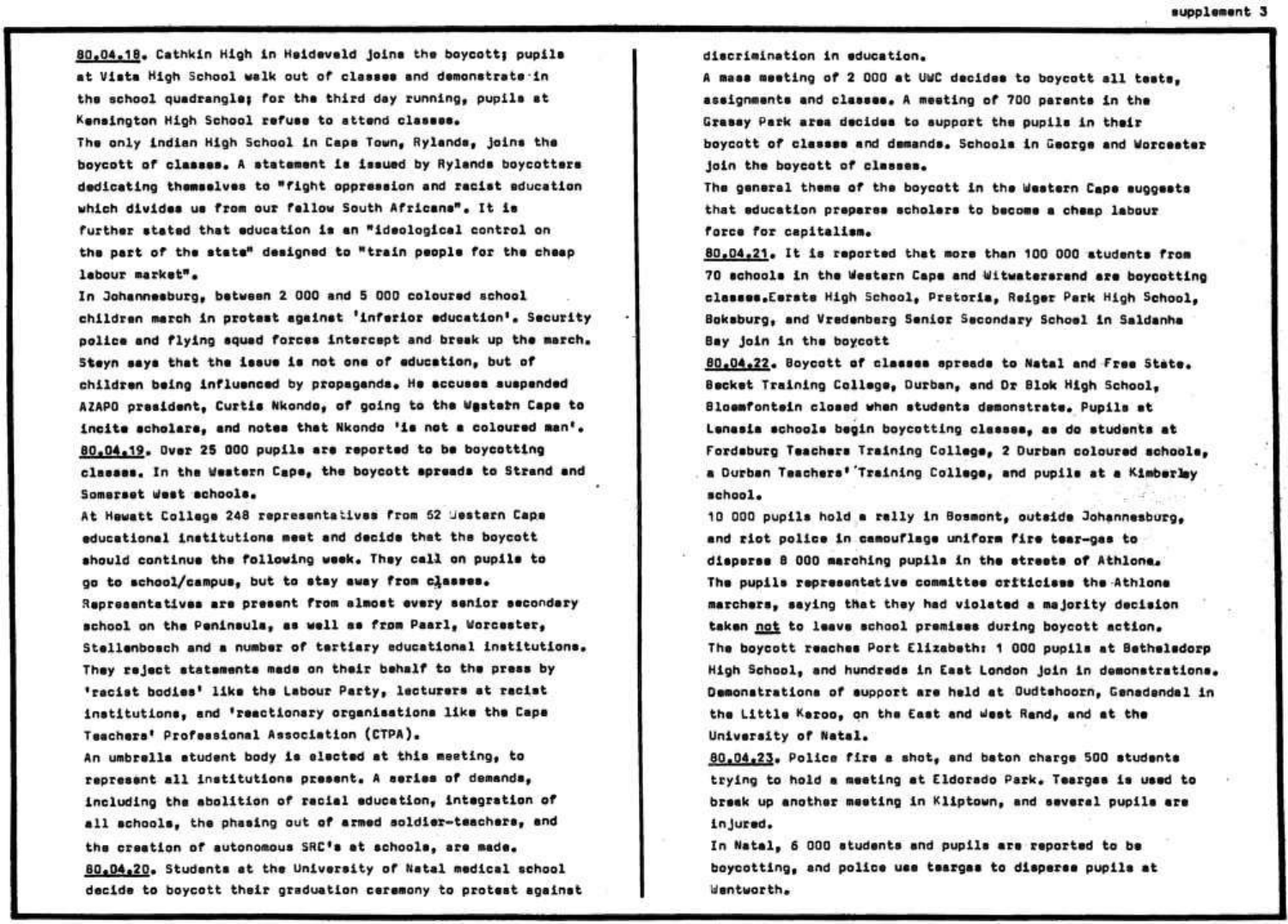80.04.18. Cathkin High in Heideveld joins the boycott; pupils at Vista High School walk out of classes and demonstrate in the school quadrangle; for the third day running, pupils at Kensington High School refuse to attend classes.

The only Indian High School in Cape Town, Rylands, joins the boycott of classes. A statement is issued by Rylands boycotters dedicating themselves to "fight oppression and racist education which divides us from our fellow South Africans". It is further stated that education is an "ideological control on the part of the state" designed to "train people for the cheap labour market".

In Johannesburg, between 2 000 and 5 000 coloured school children march in protest against 'inferior education'. Security police and flying squad forces intercept and break up the march. Steyn says that the issue is not one of education, but of children being influenced by propaganda. He accuses suspended AZAPO president, Curtis Nkondo, of going to the Western Cape to incite scholars, and notes that Nkondo 'is not a coloured man'.

80.04.19. Over 25 000 pupils are reported to be boycotting classes. In the Western Cape, the boycott spreads to Strand and Somerset West schools.

At Hewatt College 248 representatives from 62 Western Cape educational institutions meet and decide that the boycott should continue the following week. They call on pupils to go to school/campus, but to stay away from classes. Representatives are present from almost every senior secondary school on the Peninsula, as well as from Paarl, Worcester, Stellenbosch and a number of tertiary educational institutions. They reject statements made on their behalf to the press by 'racist bodies' like the Labour Party, lecturers at racist institutions, and 'reactionary organisations like the Cape Teachers' Professional Association (CTPA).

An umbrella student body is elected at this meeting, to represent all institutions present. A series of demands, including the abolition of racial education, integration of all schools, the phasing out of armed soldier-teachers, and the creation of autonomous SRC's at schools, are made.

80.04.20. Students at the University of Natal medical school decide to boycott their graduation ceremony to protest against discrimination in education.

A mass meeting of 2 000 at UWC decides to boycott all tests, assignments and classes. A meeting of 700 parents in the Grassy Park area decides to support the pupils in their boycott of classes and demands. Schools in George and Worcester join the boycott of classes.

The general theme of the boycott in the Western Cape suggests that education prepares scholars to become a cheap labour force for capitalism.

80.04.21. It is reported that more than 100 000 students from 70 schools in the Western Cape and Witwatersrand are boycotting classes. Eerste High School, Pretoria, Reiger Park High School, Boksburg, and Vredenberg Senior Secondary School in Saldanha Bay join in the boycott

80.04.22. Boycott of classes spreads to Natal and Free State. Becket Training College, Durban, and Dr Blok High School, Bloemfontein closed when students demonstrate. Pupils at Lenasia schools begin boycotting classes, as do students at Fordsburg Teachers Training College, 2 Durban coloured schools, a Durban Teachers' Training College, and pupils at a Kimberley school.

10 000 pupils hold a rally in Bosmont, outside Johannesburg, and riot police in camouflage uniform fire tear-gas to disperse 8 000 marching pupils in the streets of Athlone. The pupils representative committee criticises the Athlone marchers, saying that they had violated a majority decision taken not to leave school premises during boycott action.

The boycott reaches Port Elizabeth: 1 000 pupils at Bethelsdorp High School, and hundreds in East London join in demonstrations. Demonstrations of support are held at Oudtshoorn, Genadendal in the Little Karoo, on the East and West Rand, and at the University of Natal.

80.04.23. Police fire a shot, and baton charge 500 students trying to hold a meeting at Eldorado Park. Teargas is used to break up another meeting in Kliptown, and several pupils are injured.

In Natal, 6 000 students and pupils are reported to be boycotting, and police use teargas to disperse pupils at Wentworth.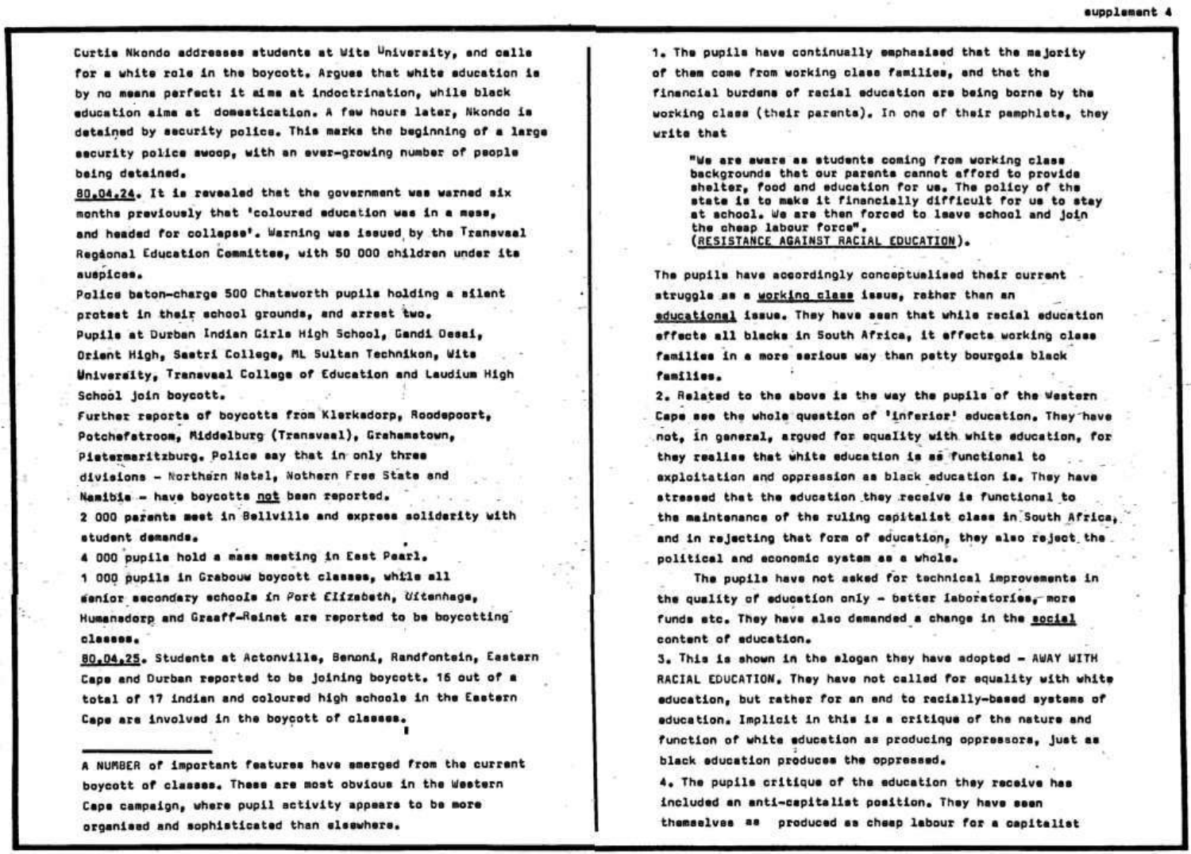Curtis Nkondo addresses students at Wits University, and calls for a white role in the boycott. Argues that white education is by no means perfect: it aims at indoctrination, while black education aims at domestication. A few hours later, Nkondo is detained by security police. This marks the beginning of a large security police swoop, with an ever-growing number of people being detained.

<u>80.04.24</u>. It is revealed that the government was warned six months previously that 'coloured education was in a mess, and headed for collapse'. Warning was issued by the Transvaal Regional Education Committee, with 50 000 children under its auspices.

Police baton-charge 500 Chatsworth pupils holding a silent protest in their school grounds, and arrest two.

Pupils at Durban Indian Girls High School, Gandi Desai, Orient High, Sastri College, ML Sultan Technikon, Wits University, Transvaal College of Education and Laudium High School join boycott.

Further reports of boycotts from Klerksdorp, Roodepoort, Potchefstroom, Middelburg (Transvaal), Grahamstown, Pietermaritzburg. Police say that in only three divisions - Northern Natal, Nothern Free State and Namibia - have boycotts <u>not</u> been reported.

2 000 parents meet in Bellville and express solidarity with student demands.

4 000 pupils hold a mass meeting in East Pearl.

1 000 pupils in Grabouw boycott classes, while all senior secondary schools in Port Elizabeth, Uitenhage, Humansdorp and Graaff-Reinet are reported to be boycotting classes.

<u>80.04.25</u>. Students at Actonville, Benoni, Randfontein, Eastern Cape and Durban reported to be joining boycott. 16 out of a total of 17 indian and coloured high schools in the Eastern Cape are involved in the boycott of classes.

---

A NUMBER of important features have emerged from the current boycott of classes. These are most obvious in the Western Cape campaign, where pupil activity appears to be more organised and sophisticated than elsewhere.

1. The pupils have continually emphasised that the majority of them come from working class families, and that the financial burdens of racial education are being borne by the working class (their parents). In one of their pamphlets, they write that

> "We are aware as students coming from working class backgrounds that our parents cannot afford to provide shelter, food and education for us. The policy of the state is to make it financially difficult for us to stay at school. We are then forced to leave school and join the cheap labour force".
> (<u>RESISTANCE AGAINST RACIAL EDUCATION</u>).

The pupils have accordingly conceptualised their current struggle as a <u>working class</u> issue, rather than an <u>educational</u> issue. They have seen that while racial education affects all blacks in South Africa, it affects working class families in a more serious way than petty bourgois black families.

2. Related to the above is the way the pupils of the Western Cape see the whole question of 'inferior' education. They have not, in general, argued for equality with white education, for they realise that white education is as functional to exploitation and oppression as black education is. They have stressed that the education they receive is functional to the maintenance of the ruling capitalist class in South Africa, and in rejecting that form of education, they also reject the political and economic system as a whole.

The pupils have not asked for technical improvements in the quality of education only - better laboratories, more funds etc. They have also demanded a change in the <u>social</u> content of education.

3. This is shown in the slogan they have adopted - AWAY WITH RACIAL EDUCATION. They have not called for equality with white education, but rather for an end to racially-based systems of education. Implicit in this is a critique of the nature and function of white education as producing oppressors, just as black education produces the oppressed.

4. The pupils critique of the education they receive has included an anti-capitalist position. They have seen themselves as produced as cheap labour for a capitalist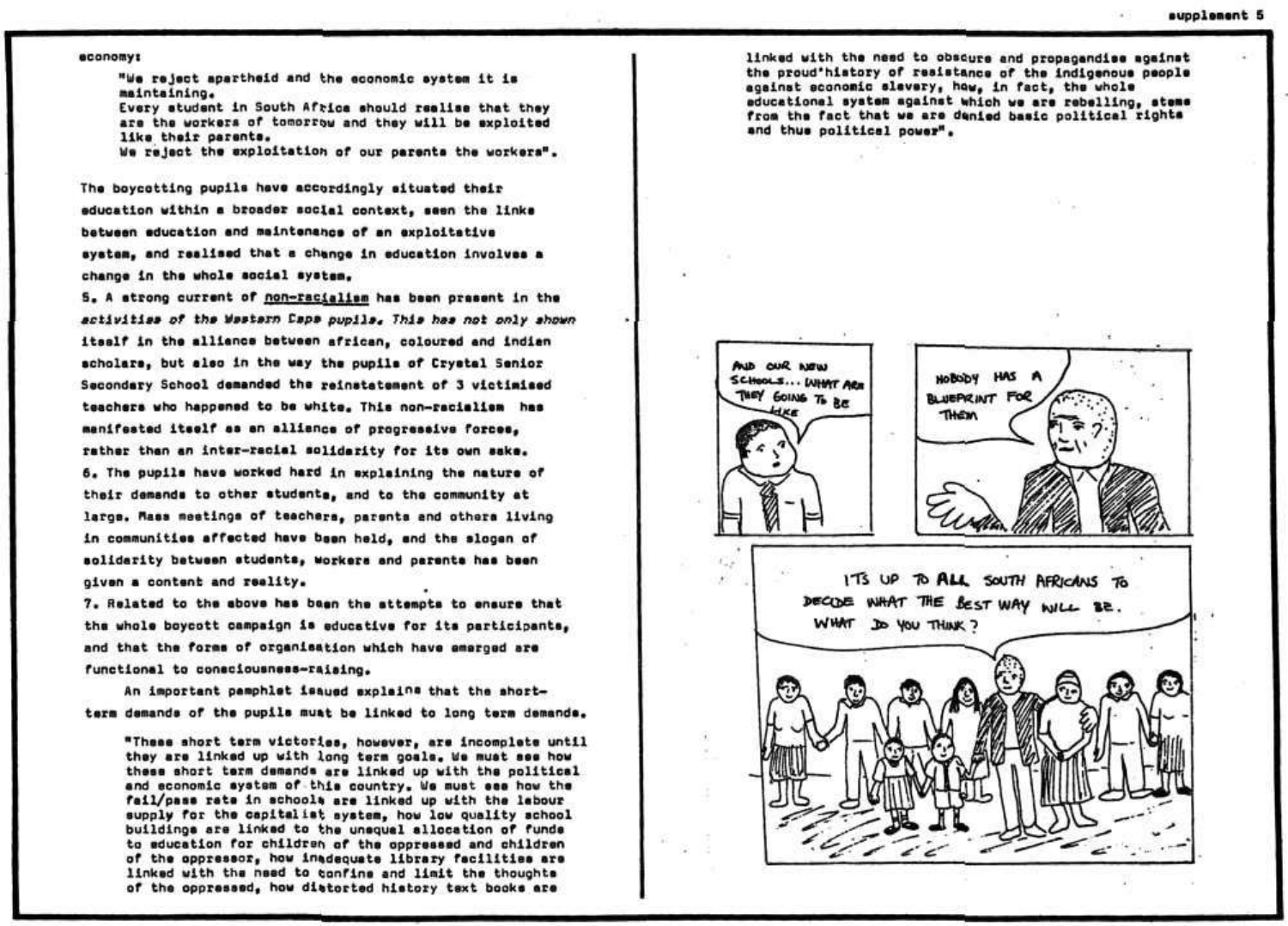economy:

> "We reject apartheid and the economic system it is maintaining.
> Every student in South Africa should realise that they are the workers of tomorrow and they will be exploited like their parents.
> We reject the exploitation of our parents the workers".

The boycotting pupils have accordingly situated their education within a broader social context, seen the links between education and maintenance of an exploitative system, and realised that a change in education involves a change in the whole social system.

5. A strong current of non-racialism has been present in the *activities of the Western Cape pupils. This has not only shown* itself in the alliance between african, coloured and indian scholars, but also in the way the pupils of Crystal Senior Secondary School demanded the reinstatement of 3 victimised teachers who happened to be white. This non-racialism has manifested itself as an alliance of progressive forces, rather than an inter-racial solidarity for its own sake.

6. The pupils have worked hard in explaining the nature of their demands to other students, and to the community at large. Mass meetings of teachers, parents and others living in communities affected have been held, and the slogan of solidarity between students, workers and parents has been given a content and reality.

7. Related to the above has been the attempts to ensure that the whole boycott campaign is educative for its participants, and that the forms of organisation which have emerged are functional to consciousness-raising.

An important pamphlet issued explains that the short-term demands of the pupils must be linked to long term demands.

> "These short term victories, however, are incomplete until they are linked up with long term goals. We must see how these short term demands are linked up with the political and economic system of this country. We must see how the fail/pass rate in schools are linked up with the labour supply for the capitalist system, how low quality school buildings are linked to the unequal allocation of funds to education for children of the oppressed and children of the oppressor, how inadequate library facilities are linked with the need to confine and limit the thoughts of the oppressed, how distorted history text books are linked with the need to obscure and propagandise against the proud history of resistance of the indigenous people against economic slavery, how, in fact, the whole educational system against which we are rebelling, stems from the fact that we are denied basic political rights and thus political power".

AND OUR NEW SCHOOLS... WHAT ARE THEY GOING TO BE LIKE

NOBODY HAS A BLUEPRINT FOR THEM

ITS UP TO ALL SOUTH AFRICANS TO DECIDE WHAT THE BEST WAY WILL BE. WHAT DO YOU THINK?